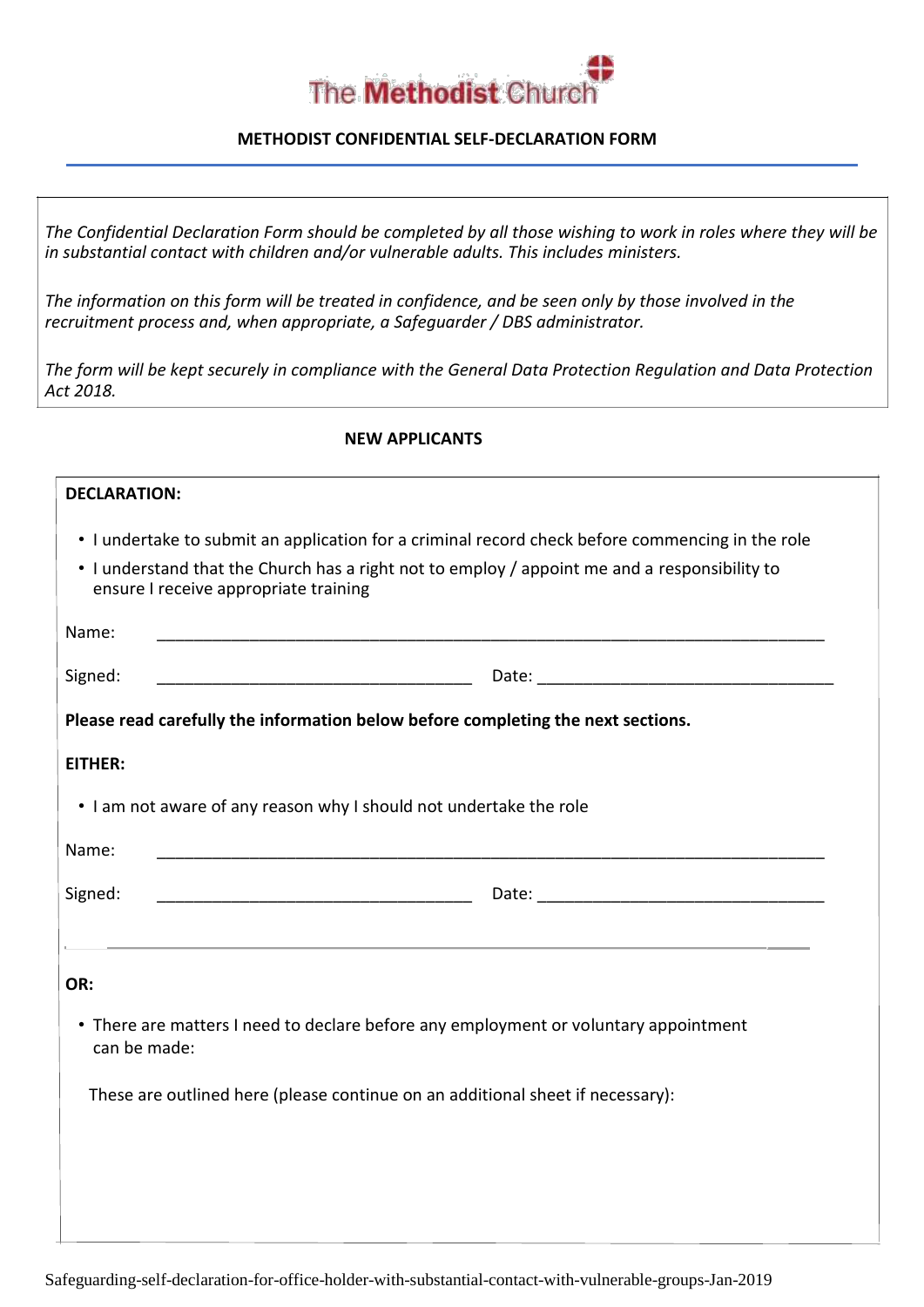The Methodist Church

# METHODIST CONFIDENTIAL SELF-DECLARATION FORM

*The Confidential Declaration Form should be completed by all those wishing to work in roles where they will be in substantial contact with children and/or vulnerable adults. This includes ministers.*

*The information on this form will be treated in confidence, and be seen only by those involved in the recruitment process and, when appropriate, a Safeguarder / DBS administrator.*

*The form will be kept securely in compliance with the General Data Protection Regulation and Data Protection Act 2018.*

## NEW APPLICANTS

**DECLARATION:**

- I undertake to submit an application for a criminal record check before commencing in the role
- I understand that the Church has a right not to employ / appoint me and a responsibility to ensure I receive appropriate training

Name: ___________________________________________________________________________

Signed: ___________________________________ Date: _________________________________

**Please read carefully the information below before completing the next sections.**

**EITHER:**

- I am not aware of any reason why I should not undertake the role

Name: ___________________________________________________________________________

Signed: ___________________________________ Date: ________________________________

**OR:**

- There are matters I need to declare before any employment or voluntary appointment can be made:

These are outlined here (please continue on an additional sheet if necessary):

Safeguarding-self-declaration-for-office-holder-with-substantial-contact-with-vulnerable-groups-Jan-2019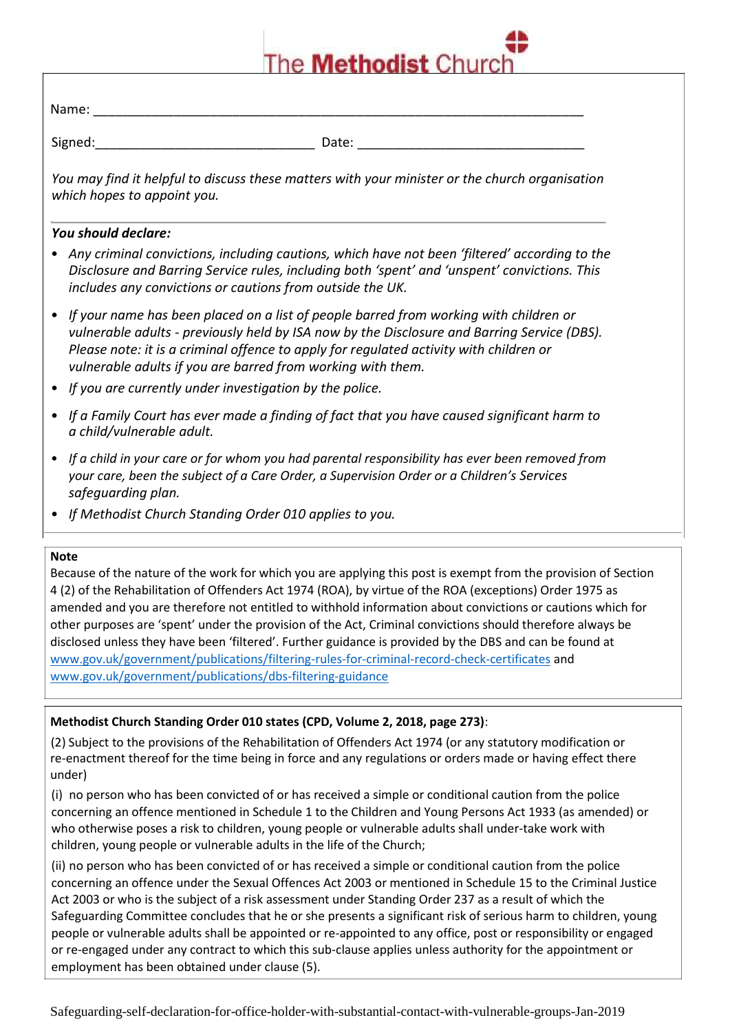The **Methodist** Church

Name: ___________________________________________________________________

Signed:_____________________________ Date: ______________________________

*You may find it helpful to discuss these matters with your minister or the church organisation which hopes to appoint you.*

***You should declare:***

- *Any criminal convictions, including cautions, which have not been 'filtered' according to the Disclosure and Barring Service rules, including both 'spent' and 'unspent' convictions. This includes any convictions or cautions from outside the UK.*
- *If your name has been placed on a list of people barred from working with children or vulnerable adults - previously held by ISA now by the Disclosure and Barring Service (DBS). Please note: it is a criminal offence to apply for regulated activity with children or vulnerable adults if you are barred from working with them.*
- *If you are currently under investigation by the police.*
- *If a Family Court has ever made a finding of fact that you have caused significant harm to a child/vulnerable adult.*
- *If a child in your care or for whom you had parental responsibility has ever been removed from your care, been the subject of a Care Order, a Supervision Order or a Children's Services safeguarding plan.*
- *If Methodist Church Standing Order 010 applies to you.*

**Note**

Because of the nature of the work for which you are applying this post is exempt from the provision of Section 4 (2) of the Rehabilitation of Offenders Act 1974 (ROA), by virtue of the ROA (exceptions) Order 1975 as amended and you are therefore not entitled to withhold information about convictions or cautions which for other purposes are 'spent' under the provision of the Act, Criminal convictions should therefore always be disclosed unless they have been 'filtered'. Further guidance is provided by the DBS and can be found at www.gov.uk/government/publications/filtering-rules-for-criminal-record-check-certificates and www.gov.uk/government/publications/dbs-filtering-guidance

**Methodist Church Standing Order 010 states (CPD, Volume 2, 2018, page 273)**:

(2) Subject to the provisions of the Rehabilitation of Offenders Act 1974 (or any statutory modification or re-enactment thereof for the time being in force and any regulations or orders made or having effect there under)

(i) no person who has been convicted of or has received a simple or conditional caution from the police concerning an offence mentioned in Schedule 1 to the Children and Young Persons Act 1933 (as amended) or who otherwise poses a risk to children, young people or vulnerable adults shall under-take work with children, young people or vulnerable adults in the life of the Church;

(ii) no person who has been convicted of or has received a simple or conditional caution from the police concerning an offence under the Sexual Offences Act 2003 or mentioned in Schedule 15 to the Criminal Justice Act 2003 or who is the subject of a risk assessment under Standing Order 237 as a result of which the Safeguarding Committee concludes that he or she presents a significant risk of serious harm to children, young people or vulnerable adults shall be appointed or re-appointed to any office, post or responsibility or engaged or re-engaged under any contract to which this sub-clause applies unless authority for the appointment or employment has been obtained under clause (5).

Safeguarding-self-declaration-for-office-holder-with-substantial-contact-with-vulnerable-groups-Jan-2019